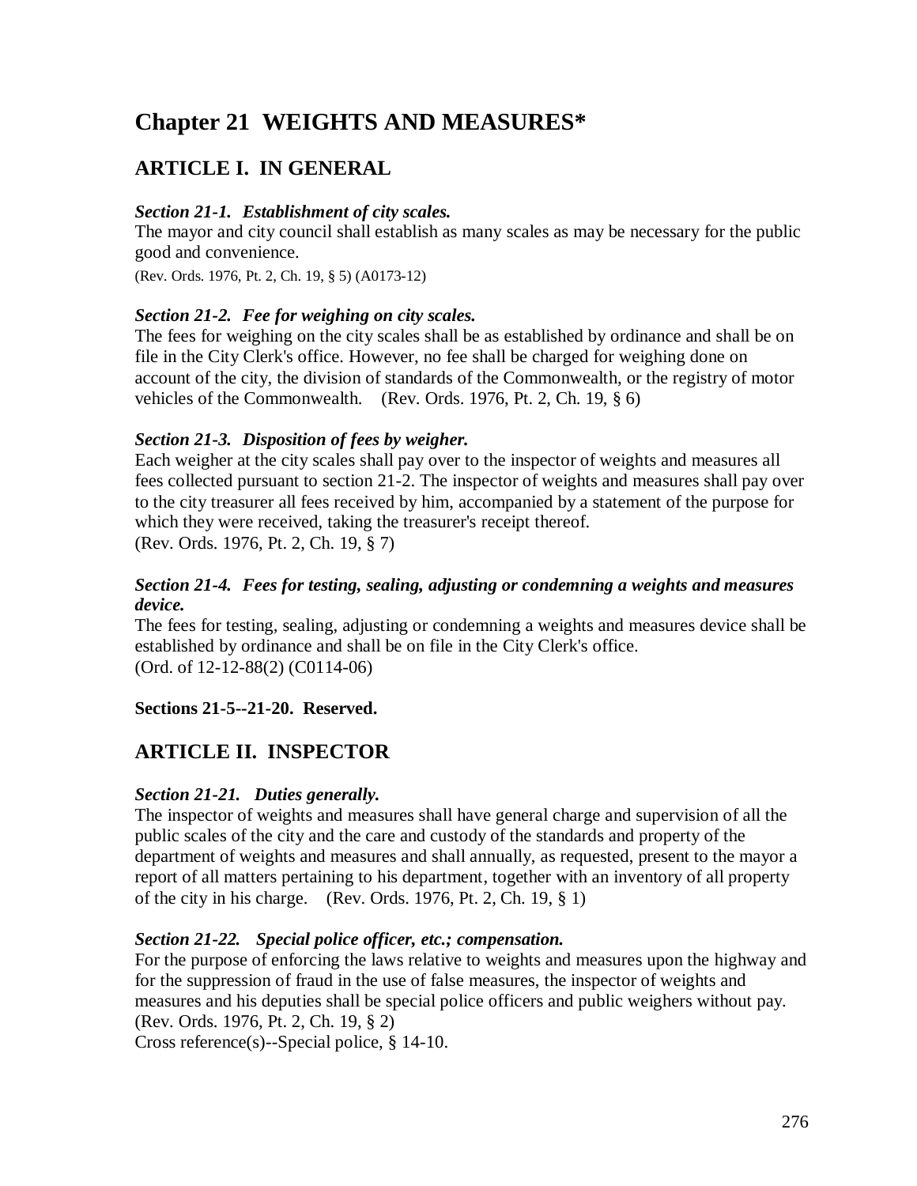# Chapter 21 WEIGHTS AND MEASURES*

## ARTICLE I. IN GENERAL

### *Section 21-1. Establishment of city scales.*

The mayor and city council shall establish as many scales as may be necessary for the public good and convenience.

(Rev. Ords. 1976, Pt. 2, Ch. 19, § 5) (A0173-12)

### *Section 21-2. Fee for weighing on city scales.*

The fees for weighing on the city scales shall be as established by ordinance and shall be on file in the City Clerk's office. However, no fee shall be charged for weighing done on account of the city, the division of standards of the Commonwealth, or the registry of motor vehicles of the Commonwealth. (Rev. Ords. 1976, Pt. 2, Ch. 19, § 6)

### *Section 21-3. Disposition of fees by weigher.*

Each weigher at the city scales shall pay over to the inspector of weights and measures all fees collected pursuant to section 21-2. The inspector of weights and measures shall pay over to the city treasurer all fees received by him, accompanied by a statement of the purpose for which they were received, taking the treasurer's receipt thereof.
(Rev. Ords. 1976, Pt. 2, Ch. 19, § 7)

### *Section 21-4. Fees for testing, sealing, adjusting or condemning a weights and measures device.*

The fees for testing, sealing, adjusting or condemning a weights and measures device shall be established by ordinance and shall be on file in the City Clerk's office.
(Ord. of 12-12-88(2) (C0114-06)

**Sections 21-5--21-20. Reserved.**

## ARTICLE II. INSPECTOR

### *Section 21-21. Duties generally.*

The inspector of weights and measures shall have general charge and supervision of all the public scales of the city and the care and custody of the standards and property of the department of weights and measures and shall annually, as requested, present to the mayor a report of all matters pertaining to his department, together with an inventory of all property of the city in his charge. (Rev. Ords. 1976, Pt. 2, Ch. 19, § 1)

### *Section 21-22. Special police officer, etc.; compensation.*

For the purpose of enforcing the laws relative to weights and measures upon the highway and for the suppression of fraud in the use of false measures, the inspector of weights and measures and his deputies shall be special police officers and public weighers without pay.
(Rev. Ords. 1976, Pt. 2, Ch. 19, § 2)
Cross reference(s)--Special police, § 14-10.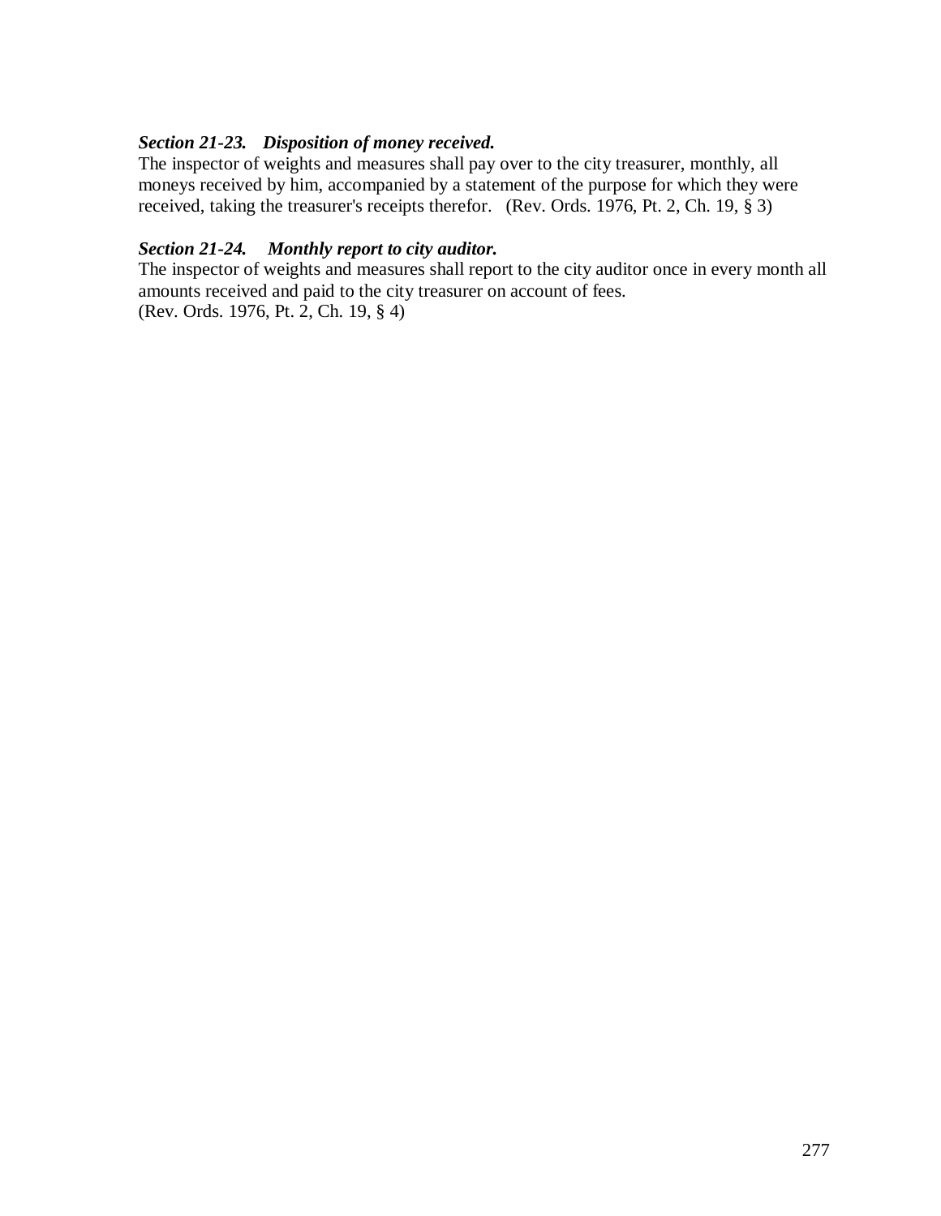***Section 21-23. Disposition of money received.***

The inspector of weights and measures shall pay over to the city treasurer, monthly, all moneys received by him, accompanied by a statement of the purpose for which they were received, taking the treasurer's receipts therefor. (Rev. Ords. 1976, Pt. 2, Ch. 19, § 3)

***Section 21-24. Monthly report to city auditor.***

The inspector of weights and measures shall report to the city auditor once in every month all amounts received and paid to the city treasurer on account of fees.
(Rev. Ords. 1976, Pt. 2, Ch. 19, § 4)